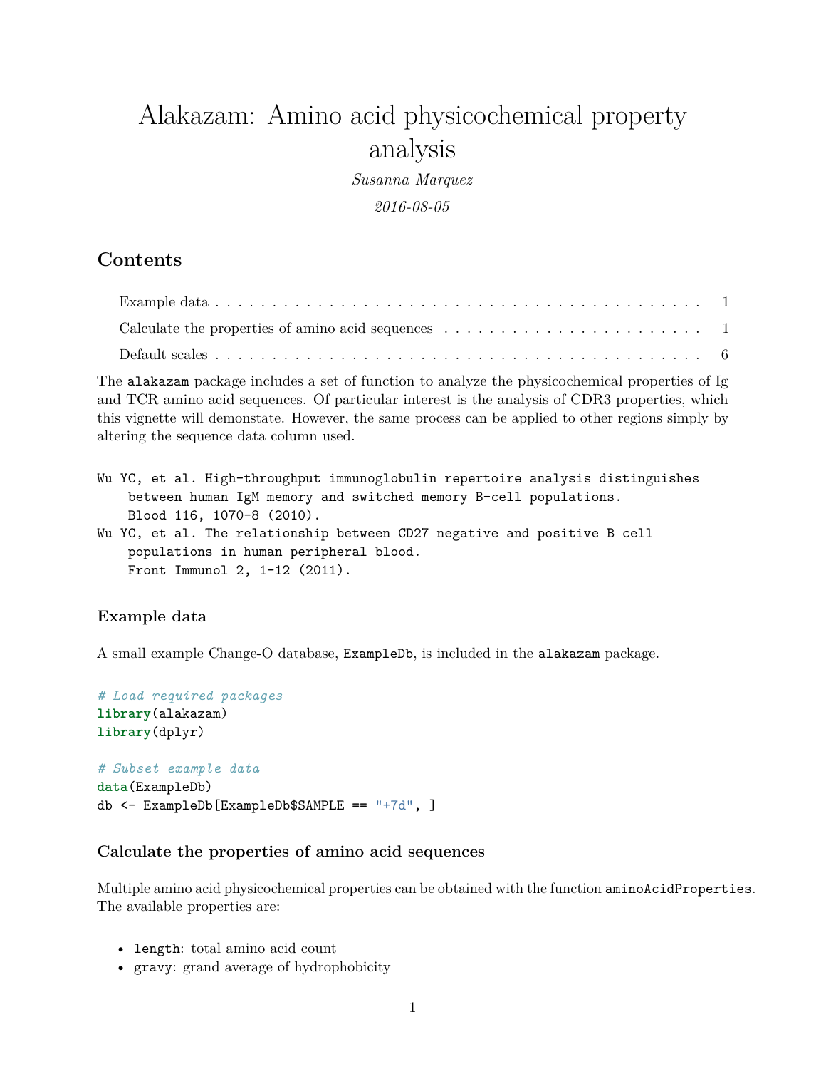# Alakazam: Amino acid physicochemical property analysis

*Susanna Marquez*

*2016-08-05*

## Contents

- Example data . . . . . . . . . . . . . . . . . . . . . . . . . . . . . . . . . . . . . . . . . . 1
- Calculate the properties of amino acid sequences . . . . . . . . . . . . . . . . . . . . . . . 1
- Default scales . . . . . . . . . . . . . . . . . . . . . . . . . . . . . . . . . . . . . . . . . . 6

The `alakazam` package includes a set of function to analyze the physicochemical properties of Ig and TCR amino acid sequences. Of particular interest is the analysis of CDR3 properties, which this vignette will demonstate. However, the same process can be applied to other regions simply by altering the sequence data column used.

```
Wu YC, et al. High-throughput immunoglobulin repertoire analysis distinguishes
    between human IgM memory and switched memory B-cell populations.
    Blood 116, 1070-8 (2010).
Wu YC, et al. The relationship between CD27 negative and positive B cell
    populations in human peripheral blood.
    Front Immunol 2, 1-12 (2011).
```

### Example data

A small example Change-O database, `ExampleDb`, is included in the `alakazam` package.

```
# Load required packages
library(alakazam)
library(dplyr)

# Subset example data
data(ExampleDb)
db <- ExampleDb[ExampleDb$SAMPLE == "+7d", ]
```

### Calculate the properties of amino acid sequences

Multiple amino acid physicochemical properties can be obtained with the function `aminoAcidProperties`. The available properties are:

- `length`: total amino acid count
- `gravy`: grand average of hydrophobicity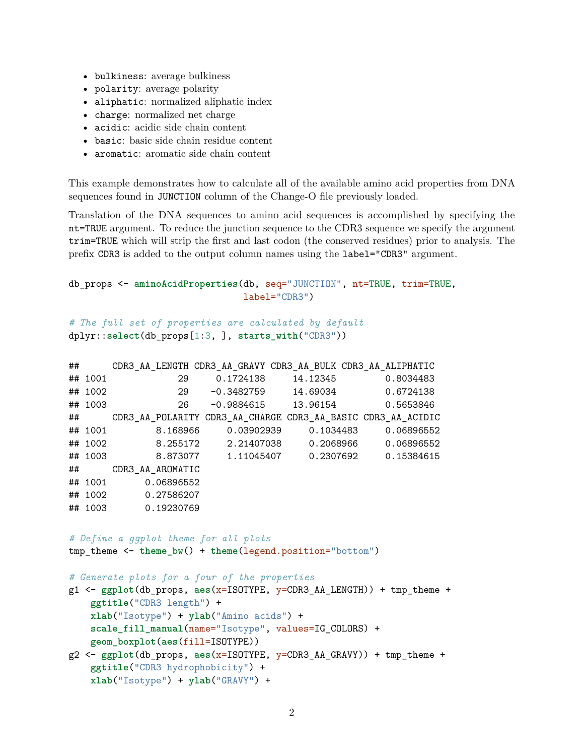- `bulkiness`: average bulkiness
- `polarity`: average polarity
- `aliphatic`: normalized aliphatic index
- `charge`: normalized net charge
- `acidic`: acidic side chain content
- `basic`: basic side chain residue content
- `aromatic`: aromatic side chain content

This example demonstrates how to calculate all of the available amino acid properties from DNA sequences found in `JUNCTION` column of the Change-O file previously loaded.

Translation of the DNA sequences to amino acid sequences is accomplished by specifying the `nt=TRUE` argument. To reduce the junction sequence to the CDR3 sequence we specify the argument `trim=TRUE` which will strip the first and last codon (the conserved residues) prior to analysis. The prefix `CDR3` is added to the output column names using the `label="CDR3"` argument.

```
db_props <- aminoAcidProperties(db, seq="JUNCTION", nt=TRUE, trim=TRUE,
                                label="CDR3")

# The full set of properties are calculated by default
dplyr::select(db_props[1:3, ], starts_with("CDR3"))

##      CDR3_AA_LENGTH CDR3_AA_GRAVY CDR3_AA_BULK CDR3_AA_ALIPHATIC
## 1001             29     0.1724138     14.12345         0.8034483
## 1002             29    -0.3482759     14.69034         0.6724138
## 1003             26    -0.9884615     13.96154         0.5653846
##      CDR3_AA_POLARITY CDR3_AA_CHARGE CDR3_AA_BASIC CDR3_AA_ACIDIC
## 1001         8.168966     0.03902939     0.1034483     0.06896552
## 1002         8.255172     2.21407038     0.2068966     0.06896552
## 1003         8.873077     1.11045407     0.2307692     0.15384615
##      CDR3_AA_AROMATIC
## 1001       0.06896552
## 1002       0.27586207
## 1003       0.19230769

# Define a ggplot theme for all plots
tmp_theme <- theme_bw() + theme(legend.position="bottom")

# Generate plots for a four of the properties
g1 <- ggplot(db_props, aes(x=ISOTYPE, y=CDR3_AA_LENGTH)) + tmp_theme +
    ggtitle("CDR3 length") +
    xlab("Isotype") + ylab("Amino acids") +
    scale_fill_manual(name="Isotype", values=IG_COLORS) +
    geom_boxplot(aes(fill=ISOTYPE))
g2 <- ggplot(db_props, aes(x=ISOTYPE, y=CDR3_AA_GRAVY)) + tmp_theme +
    ggtitle("CDR3 hydrophobicity") +
    xlab("Isotype") + ylab("GRAVY") +
```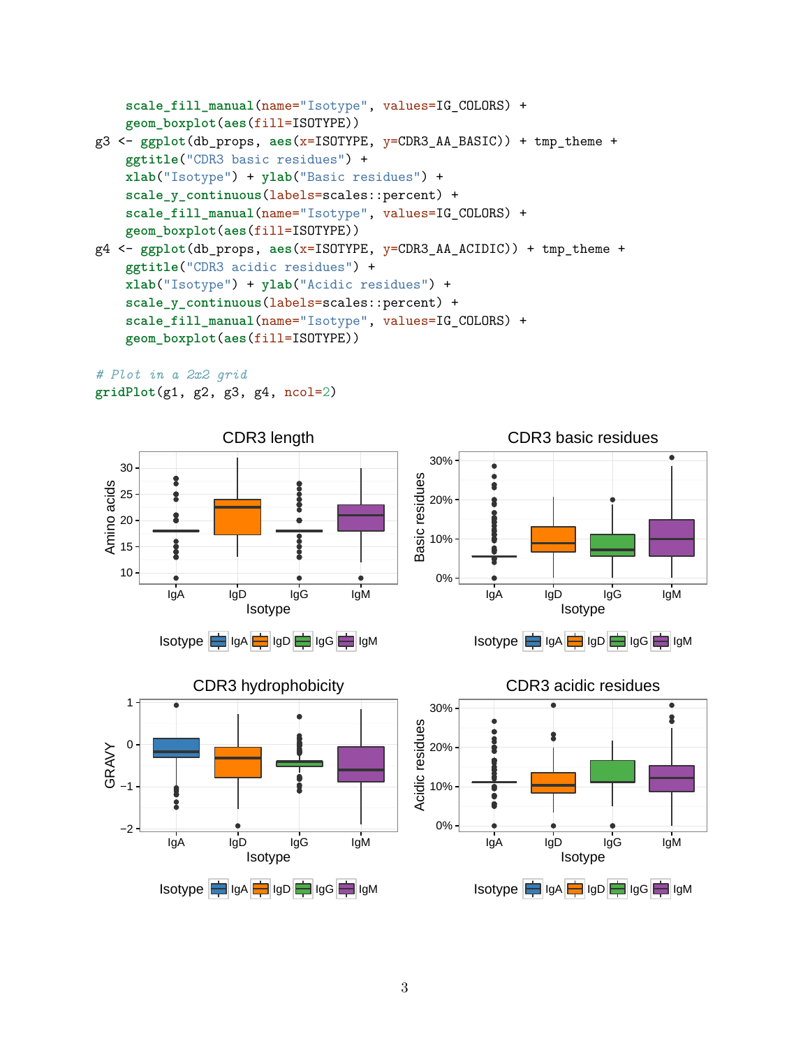```
    scale_fill_manual(name="Isotype", values=IG_COLORS) +
    geom_boxplot(aes(fill=ISOTYPE))
g3 <- ggplot(db_props, aes(x=ISOTYPE, y=CDR3_AA_BASIC)) + tmp_theme +
    ggtitle("CDR3 basic residues") +
    xlab("Isotype") + ylab("Basic residues") +
    scale_y_continuous(labels=scales::percent) +
    scale_fill_manual(name="Isotype", values=IG_COLORS) +
    geom_boxplot(aes(fill=ISOTYPE))
g4 <- ggplot(db_props, aes(x=ISOTYPE, y=CDR3_AA_ACIDIC)) + tmp_theme +
    ggtitle("CDR3 acidic residues") +
    xlab("Isotype") + ylab("Acidic residues") +
    scale_y_continuous(labels=scales::percent) +
    scale_fill_manual(name="Isotype", values=IG_COLORS) +
    geom_boxplot(aes(fill=ISOTYPE))

# Plot in a 2x2 grid
gridPlot(g1, g2, g3, g4, ncol=2)
```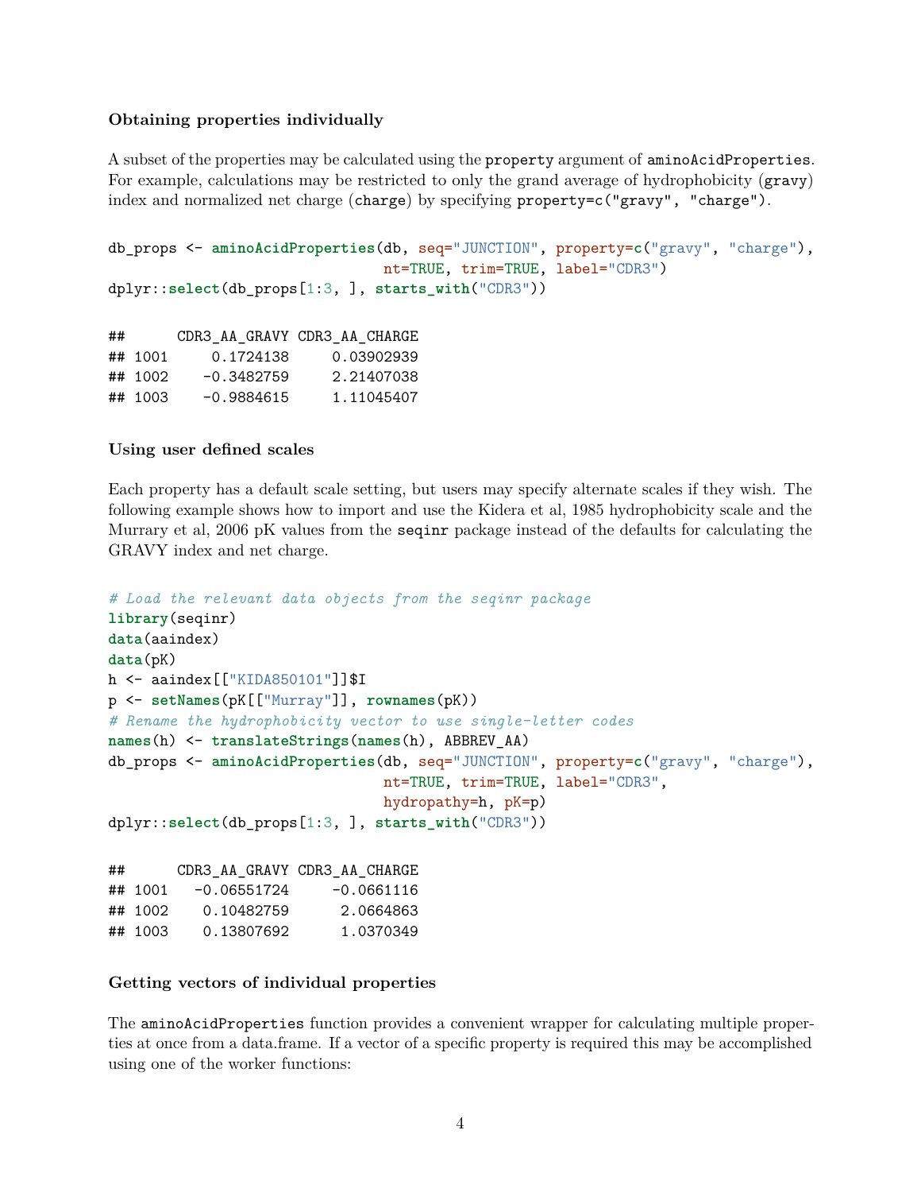### Obtaining properties individually

A subset of the properties may be calculated using the `property` argument of `aminoAcidProperties`. For example, calculations may be restricted to only the grand average of hydrophobicity (`gravy`) index and normalized net charge (`charge`) by specifying `property=c("gravy", "charge")`.

```
db_props <- aminoAcidProperties(db, seq="JUNCTION", property=c("gravy", "charge"),
                                nt=TRUE, trim=TRUE, label="CDR3")
dplyr::select(db_props[1:3, ], starts_with("CDR3"))
```

```
##      CDR3_AA_GRAVY CDR3_AA_CHARGE
## 1001     0.1724138     0.03902939
## 1002    -0.3482759     2.21407038
## 1003    -0.9884615     1.11045407
```

### Using user defined scales

Each property has a default scale setting, but users may specify alternate scales if they wish. The following example shows how to import and use the Kidera et al, 1985 hydrophobicity scale and the Murrary et al, 2006 pK values from the `seqinr` package instead of the defaults for calculating the GRAVY index and net charge.

```
# Load the relevant data objects from the seqinr package
library(seqinr)
data(aaindex)
data(pK)
h <- aaindex[["KIDA850101"]]$I
p <- setNames(pK[["Murray"]], rownames(pK))
# Rename the hydrophobicity vector to use single-letter codes
names(h) <- translateStrings(names(h), ABBREV_AA)
db_props <- aminoAcidProperties(db, seq="JUNCTION", property=c("gravy", "charge"),
                                nt=TRUE, trim=TRUE, label="CDR3",
                                hydropathy=h, pK=p)
dplyr::select(db_props[1:3, ], starts_with("CDR3"))
```

```
##      CDR3_AA_GRAVY CDR3_AA_CHARGE
## 1001   -0.06551724     -0.0661116
## 1002    0.10482759      2.0664863
## 1003    0.13807692      1.0370349
```

### Getting vectors of individual properties

The `aminoAcidProperties` function provides a convenient wrapper for calculating multiple properties at once from a data.frame. If a vector of a specific property is required this may be accomplished using one of the worker functions: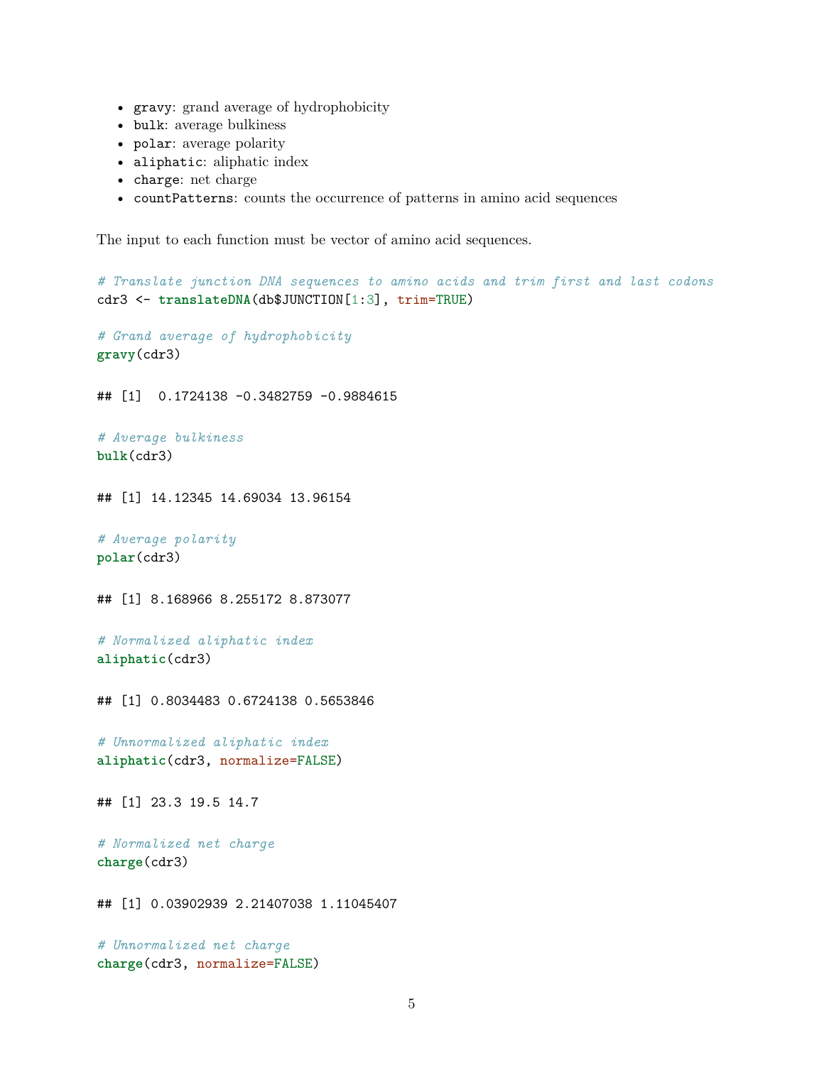- `gravy`: grand average of hydrophobicity
- `bulk`: average bulkiness
- `polar`: average polarity
- `aliphatic`: aliphatic index
- `charge`: net charge
- `countPatterns`: counts the occurrence of patterns in amino acid sequences

The input to each function must be vector of amino acid sequences.

```
# Translate junction DNA sequences to amino acids and trim first and last codons
cdr3 <- translateDNA(db$JUNCTION[1:3], trim=TRUE)

# Grand average of hydrophobicity
gravy(cdr3)

## [1]  0.1724138 -0.3482759 -0.9884615

# Average bulkiness
bulk(cdr3)

## [1] 14.12345 14.69034 13.96154

# Average polarity
polar(cdr3)

## [1] 8.168966 8.255172 8.873077

# Normalized aliphatic index
aliphatic(cdr3)

## [1] 0.8034483 0.6724138 0.5653846

# Unnormalized aliphatic index
aliphatic(cdr3, normalize=FALSE)

## [1] 23.3 19.5 14.7

# Normalized net charge
charge(cdr3)

## [1] 0.03902939 2.21407038 1.11045407

# Unnormalized net charge
charge(cdr3, normalize=FALSE)
```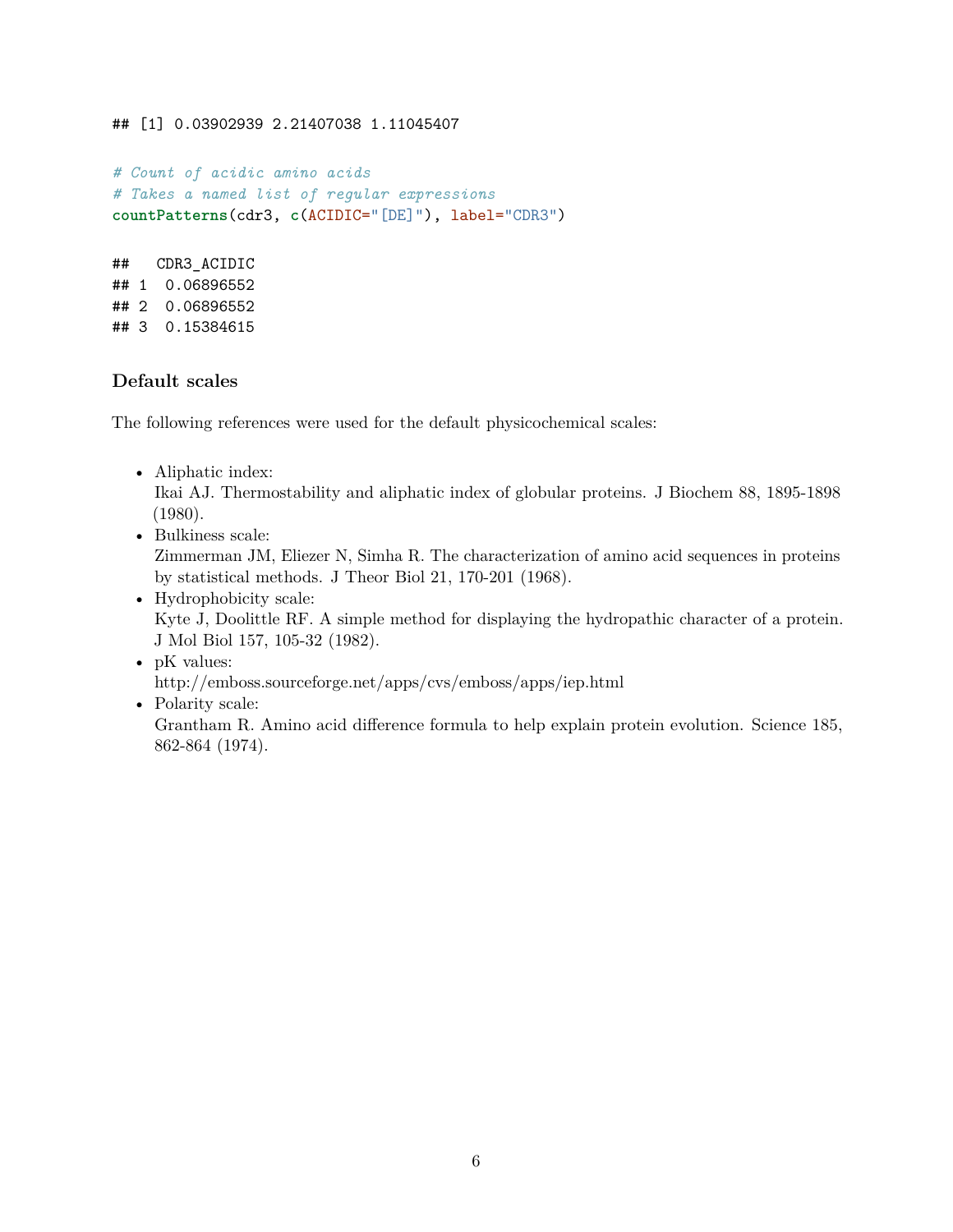```
## [1] 0.03902939 2.21407038 1.11045407
```

```
# Count of acidic amino acids
# Takes a named list of regular expressions
countPatterns(cdr3, c(ACIDIC="[DE]"), label="CDR3")
```

```
##   CDR3_ACIDIC
## 1  0.06896552
## 2  0.06896552
## 3  0.15384615
```

### Default scales

The following references were used for the default physicochemical scales:

- Aliphatic index:
  Ikai AJ. Thermostability and aliphatic index of globular proteins. J Biochem 88, 1895-1898 (1980).
- Bulkiness scale:
  Zimmerman JM, Eliezer N, Simha R. The characterization of amino acid sequences in proteins by statistical methods. J Theor Biol 21, 170-201 (1968).
- Hydrophobicity scale:
  Kyte J, Doolittle RF. A simple method for displaying the hydropathic character of a protein. J Mol Biol 157, 105-32 (1982).
- pK values:
  http://emboss.sourceforge.net/apps/cvs/emboss/apps/iep.html
- Polarity scale:
  Grantham R. Amino acid difference formula to help explain protein evolution. Science 185, 862-864 (1974).